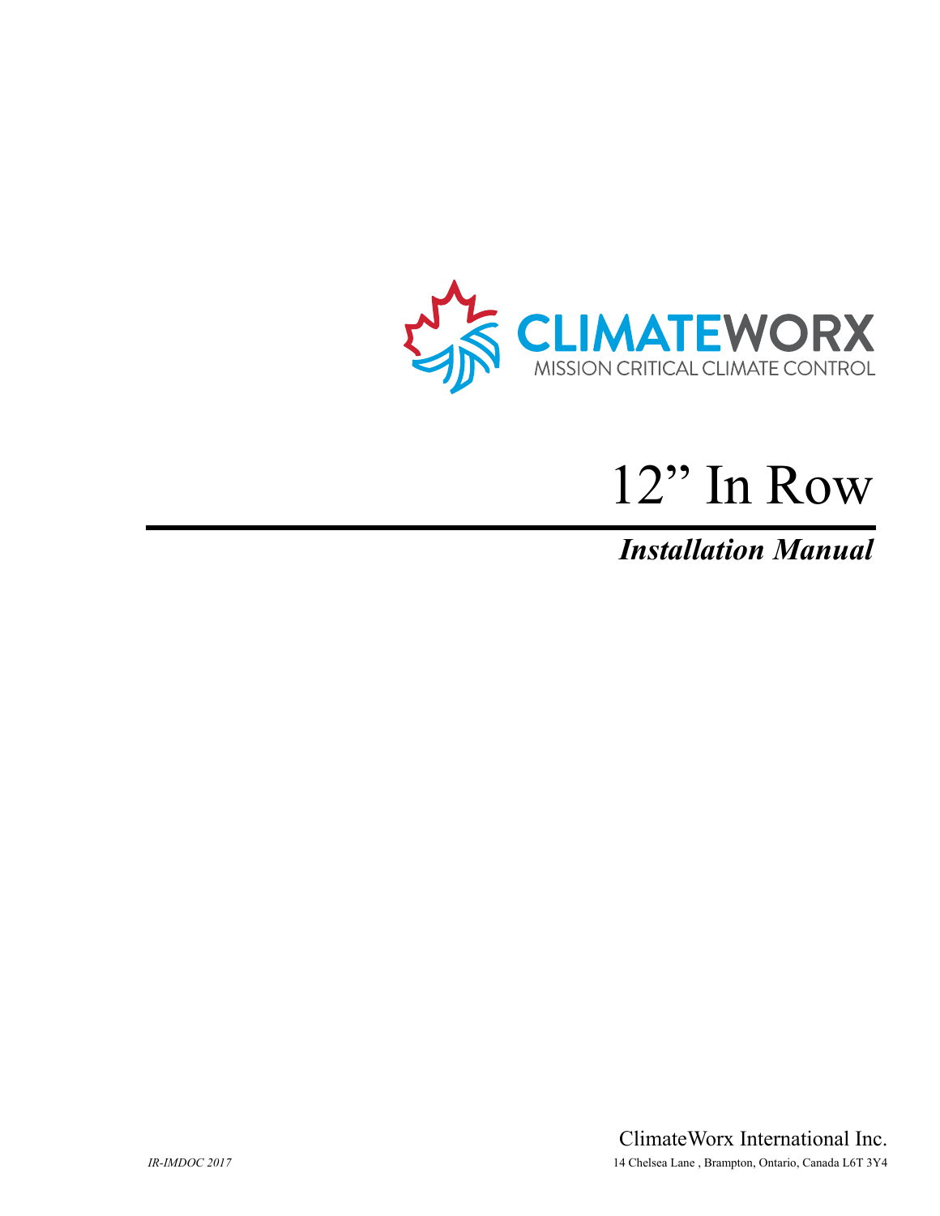CLIMATEWORX

MISSION CRITICAL CLIMATE CONTROL

# 12” In Row

## *Installation Manual*

ClimateWorx International Inc.

*IR-IMDOC 2017*

14 Chelsea Lane , Brampton, Ontario, Canada L6T 3Y4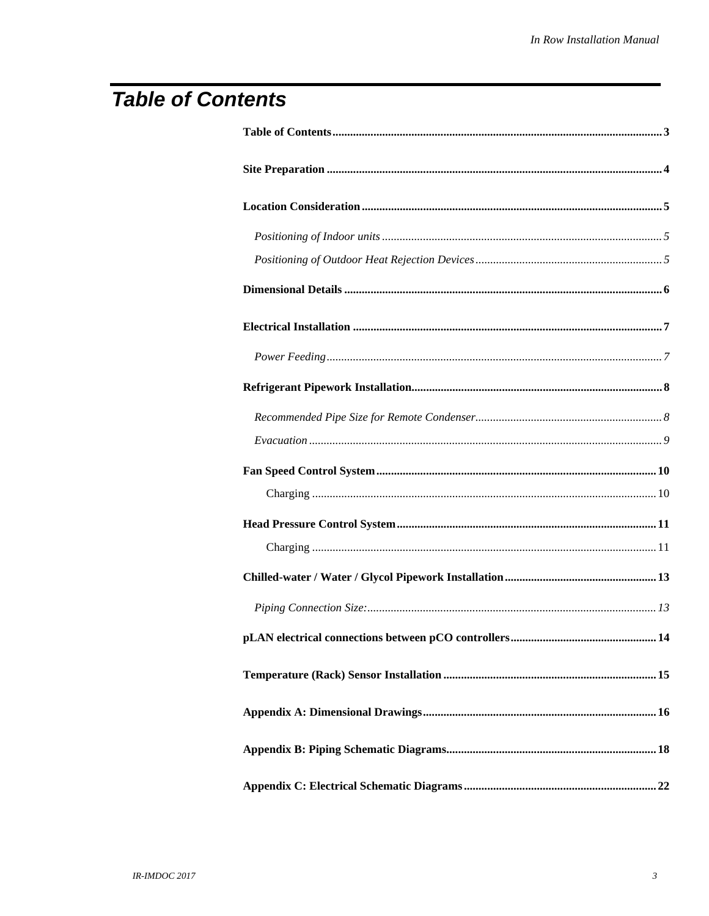# Table of Contents

**Table of Contents** ........ 3

**Site Preparation** ........ 4

**Location Consideration** ........ 5

*Positioning of Indoor units* ........ 5

*Positioning of Outdoor Heat Rejection Devices* ........ 5

**Dimensional Details** ........ 6

**Electrical Installation** ........ 7

*Power Feeding* ........ 7

**Refrigerant Pipework Installation** ........ 8

*Recommended Pipe Size for Remote Condenser* ........ 8

*Evacuation* ........ 9

**Fan Speed Control System** ........ 10

Charging ........ 10

**Head Pressure Control System** ........ 11

Charging ........ 11

**Chilled-water / Water / Glycol Pipework Installation** ........ 13

*Piping Connection Size:* ........ 13

**pLAN electrical connections between pCO controllers** ........ 14

**Temperature (Rack) Sensor Installation** ........ 15

**Appendix A: Dimensional Drawings** ........ 16

**Appendix B: Piping Schematic Diagrams** ........ 18

**Appendix C: Electrical Schematic Diagrams** ........ 22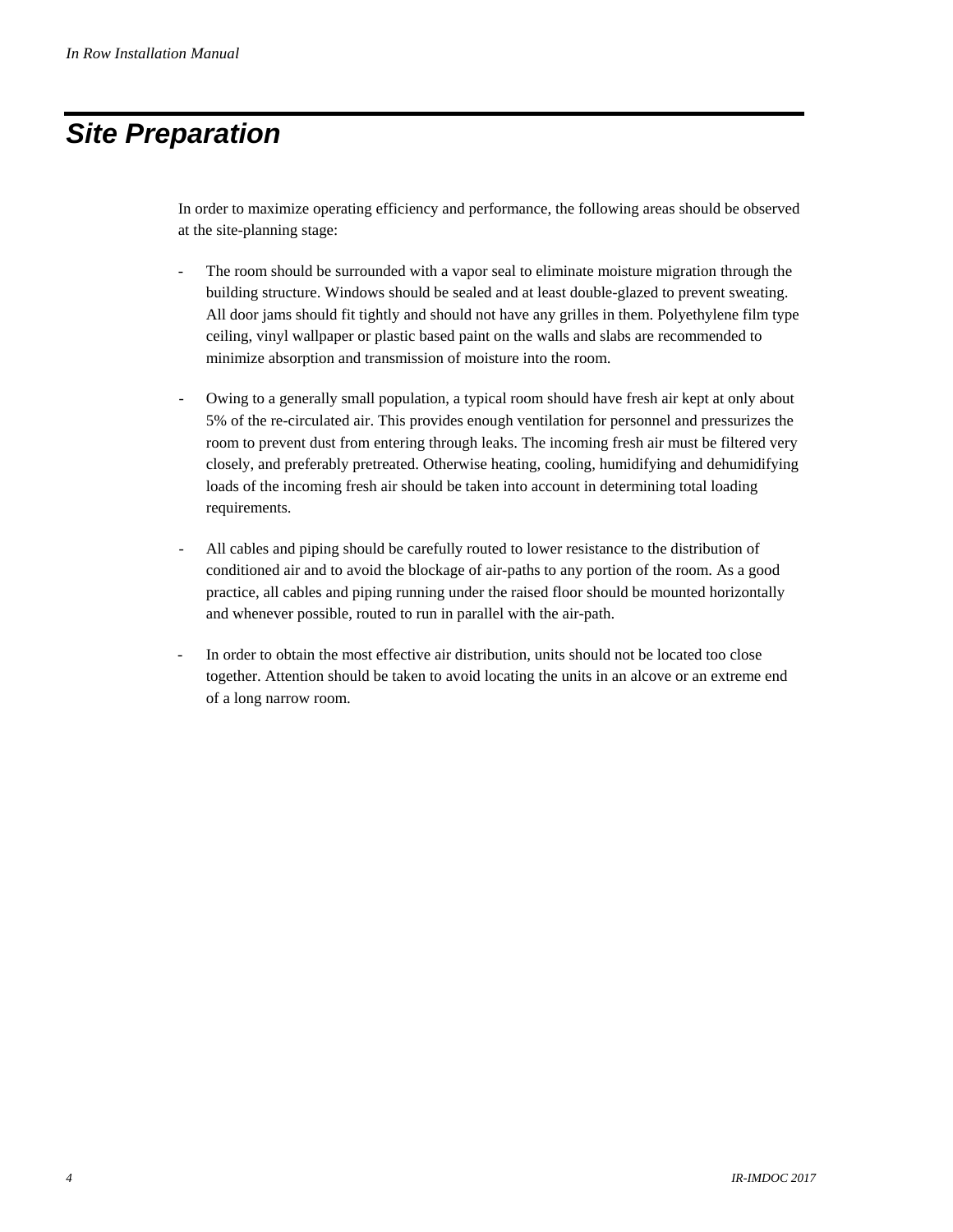# Site Preparation

In order to maximize operating efficiency and performance, the following areas should be observed at the site-planning stage:

- The room should be surrounded with a vapor seal to eliminate moisture migration through the building structure. Windows should be sealed and at least double-glazed to prevent sweating. All door jams should fit tightly and should not have any grilles in them. Polyethylene film type ceiling, vinyl wallpaper or plastic based paint on the walls and slabs are recommended to minimize absorption and transmission of moisture into the room.

- Owing to a generally small population, a typical room should have fresh air kept at only about 5% of the re-circulated air. This provides enough ventilation for personnel and pressurizes the room to prevent dust from entering through leaks. The incoming fresh air must be filtered very closely, and preferably pretreated. Otherwise heating, cooling, humidifying and dehumidifying loads of the incoming fresh air should be taken into account in determining total loading requirements.

- All cables and piping should be carefully routed to lower resistance to the distribution of conditioned air and to avoid the blockage of air-paths to any portion of the room. As a good practice, all cables and piping running under the raised floor should be mounted horizontally and whenever possible, routed to run in parallel with the air-path.

- In order to obtain the most effective air distribution, units should not be located too close together. Attention should be taken to avoid locating the units in an alcove or an extreme end of a long narrow room.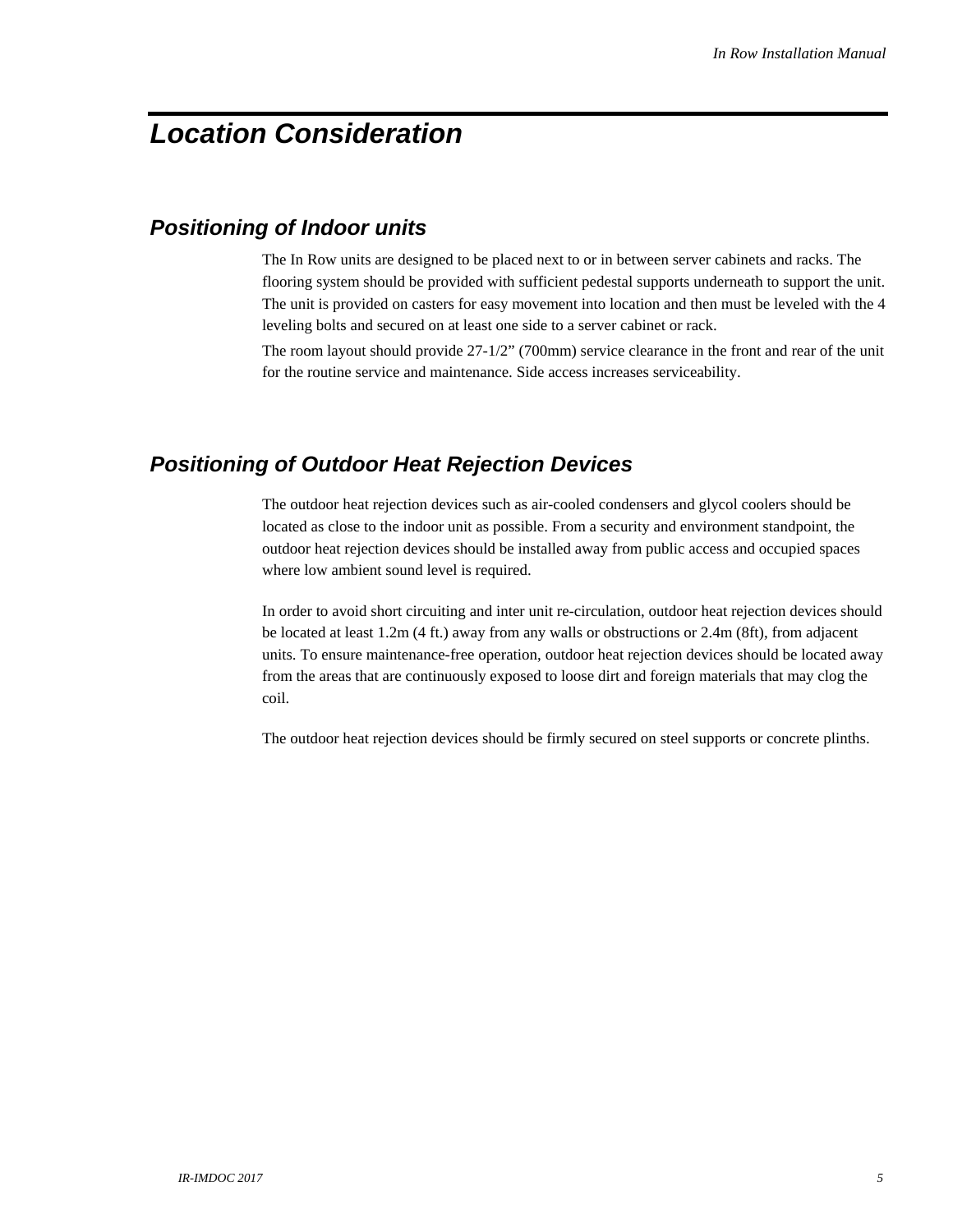# Location Consideration

## Positioning of Indoor units

The In Row units are designed to be placed next to or in between server cabinets and racks. The flooring system should be provided with sufficient pedestal supports underneath to support the unit. The unit is provided on casters for easy movement into location and then must be leveled with the 4 leveling bolts and secured on at least one side to a server cabinet or rack.

The room layout should provide 27-1/2" (700mm) service clearance in the front and rear of the unit for the routine service and maintenance. Side access increases serviceability.

## Positioning of Outdoor Heat Rejection Devices

The outdoor heat rejection devices such as air-cooled condensers and glycol coolers should be located as close to the indoor unit as possible. From a security and environment standpoint, the outdoor heat rejection devices should be installed away from public access and occupied spaces where low ambient sound level is required.

In order to avoid short circuiting and inter unit re-circulation, outdoor heat rejection devices should be located at least 1.2m (4 ft.) away from any walls or obstructions or 2.4m (8ft), from adjacent units. To ensure maintenance-free operation, outdoor heat rejection devices should be located away from the areas that are continuously exposed to loose dirt and foreign materials that may clog the coil.

The outdoor heat rejection devices should be firmly secured on steel supports or concrete plinths.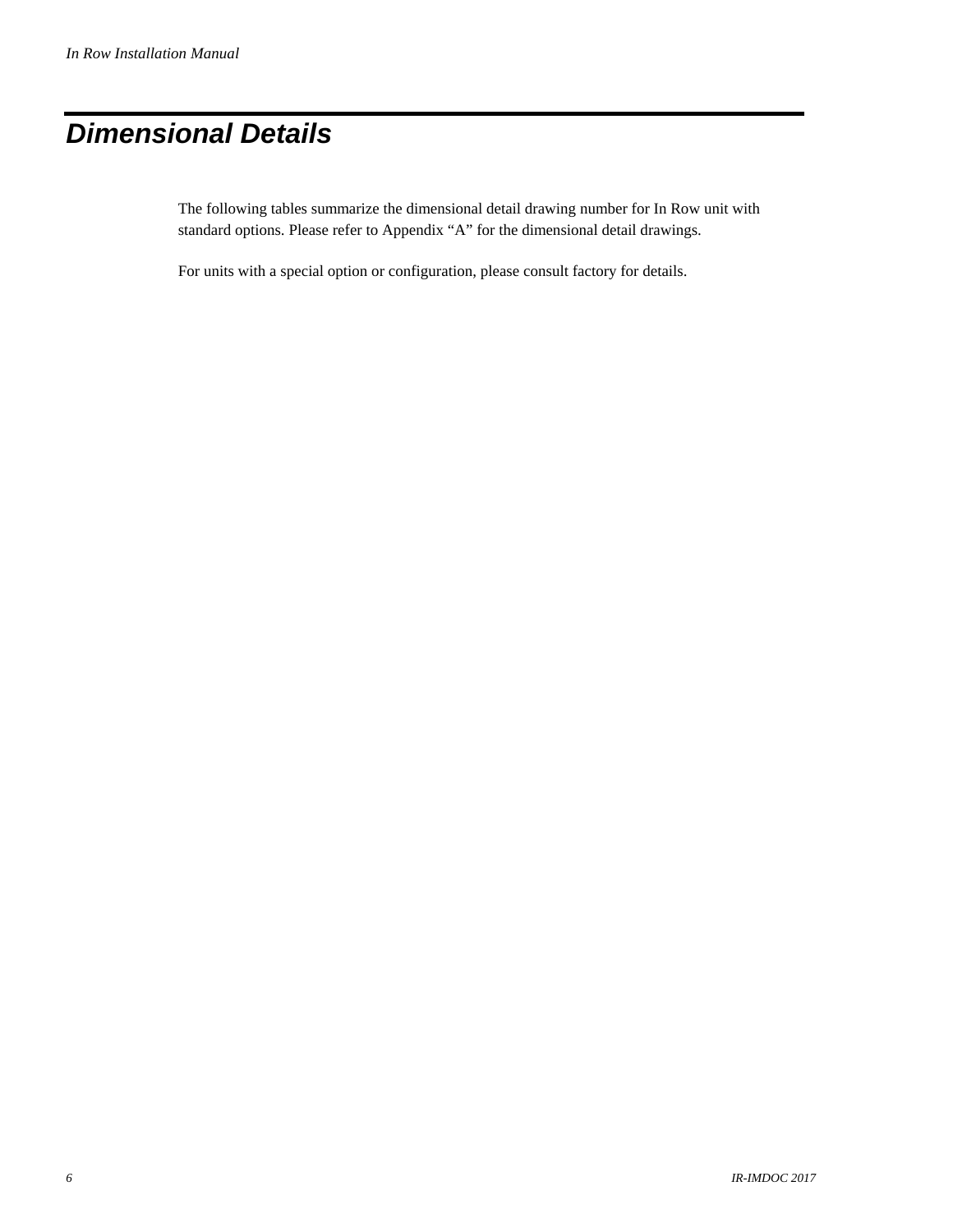# Dimensional Details

The following tables summarize the dimensional detail drawing number for In Row unit with standard options. Please refer to Appendix “A” for the dimensional detail drawings.

For units with a special option or configuration, please consult factory for details.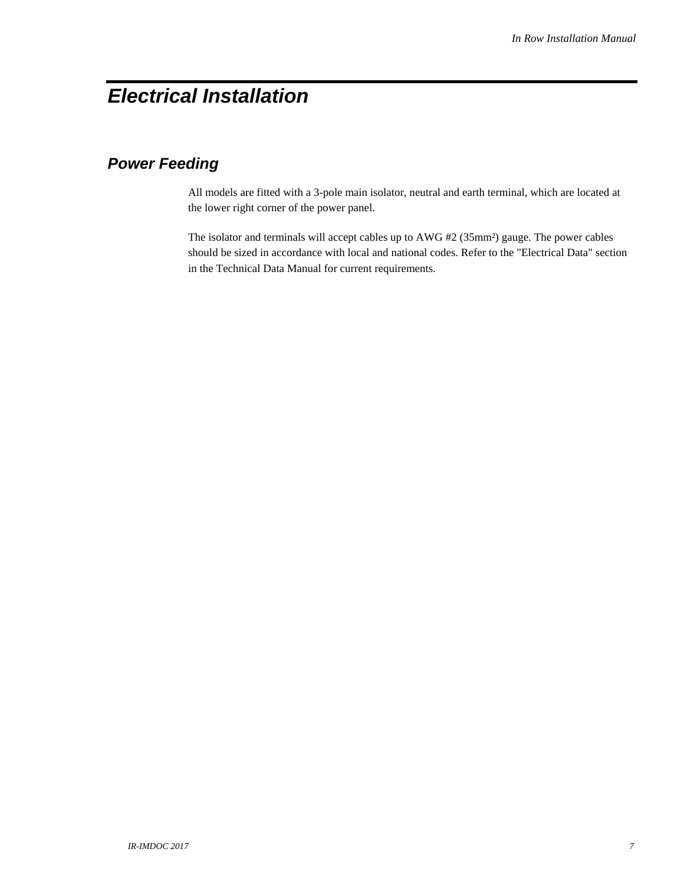# Electrical Installation

## Power Feeding

All models are fitted with a 3-pole main isolator, neutral and earth terminal, which are located at the lower right corner of the power panel.

The isolator and terminals will accept cables up to AWG #2 ($35mm^2$) gauge. The power cables should be sized in accordance with local and national codes. Refer to the "Electrical Data" section in the Technical Data Manual for current requirements.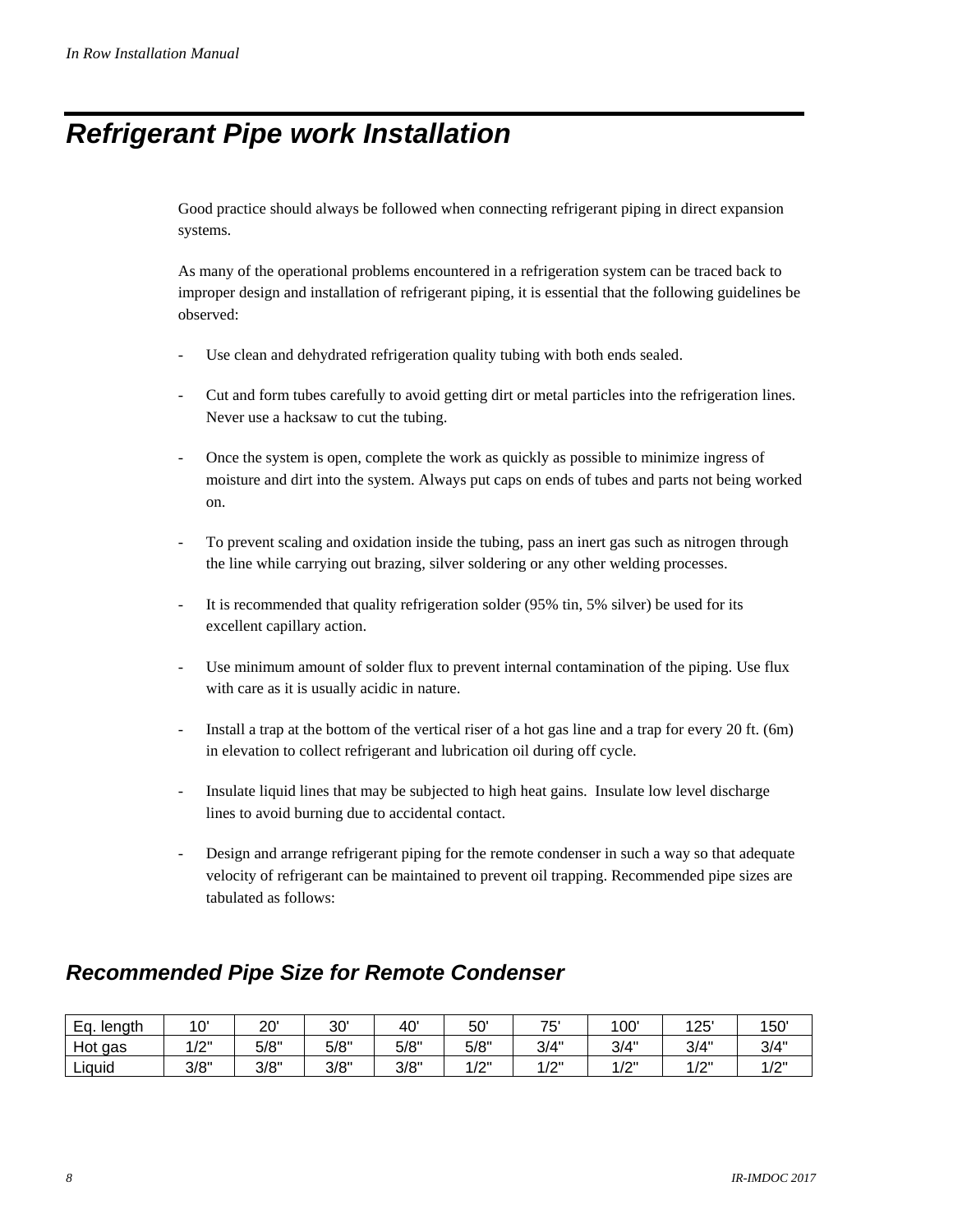## Refrigerant Pipe work Installation

Good practice should always be followed when connecting refrigerant piping in direct expansion systems.

As many of the operational problems encountered in a refrigeration system can be traced back to improper design and installation of refrigerant piping, it is essential that the following guidelines be observed:

- Use clean and dehydrated refrigeration quality tubing with both ends sealed.
- Cut and form tubes carefully to avoid getting dirt or metal particles into the refrigeration lines. Never use a hacksaw to cut the tubing.
- Once the system is open, complete the work as quickly as possible to minimize ingress of moisture and dirt into the system. Always put caps on ends of tubes and parts not being worked on.
- To prevent scaling and oxidation inside the tubing, pass an inert gas such as nitrogen through the line while carrying out brazing, silver soldering or any other welding processes.
- It is recommended that quality refrigeration solder (95% tin, 5% silver) be used for its excellent capillary action.
- Use minimum amount of solder flux to prevent internal contamination of the piping. Use flux with care as it is usually acidic in nature.
- Install a trap at the bottom of the vertical riser of a hot gas line and a trap for every 20 ft. (6m) in elevation to collect refrigerant and lubrication oil during off cycle.
- Insulate liquid lines that may be subjected to high heat gains. Insulate low level discharge lines to avoid burning due to accidental contact.
- Design and arrange refrigerant piping for the remote condenser in such a way so that adequate velocity of refrigerant can be maintained to prevent oil trapping. Recommended pipe sizes are tabulated as follows:

### Recommended Pipe Size for Remote Condenser

| Eq. length | 10' | 20' | 30' | 40' | 50' | 75' | 100' | 125' | 150' |
|---|---|---|---|---|---|---|---|---|---|
| Hot gas | 1/2" | 5/8" | 5/8" | 5/8" | 5/8" | 3/4" | 3/4" | 3/4" | 3/4" |
| Liquid | 3/8" | 3/8" | 3/8" | 3/8" | 1/2" | 1/2" | 1/2" | 1/2" | 1/2" |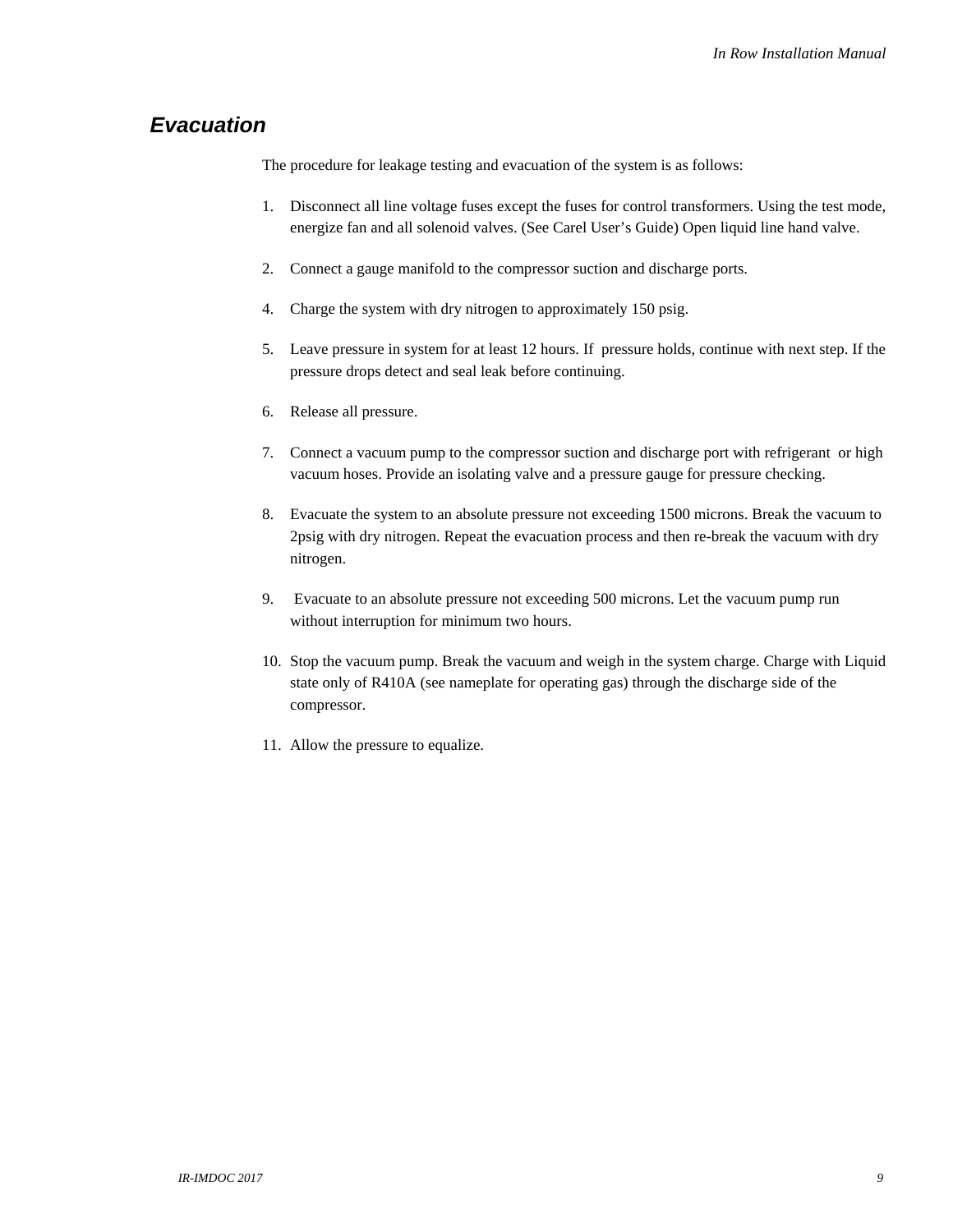## Evacuation

The procedure for leakage testing and evacuation of the system is as follows:

1. Disconnect all line voltage fuses except the fuses for control transformers. Using the test mode, energize fan and all solenoid valves. (See Carel User's Guide) Open liquid line hand valve.

2. Connect a gauge manifold to the compressor suction and discharge ports.

4. Charge the system with dry nitrogen to approximately 150 psig.

5. Leave pressure in system for at least 12 hours. If pressure holds, continue with next step. If the pressure drops detect and seal leak before continuing.

6. Release all pressure.

7. Connect a vacuum pump to the compressor suction and discharge port with refrigerant or high vacuum hoses. Provide an isolating valve and a pressure gauge for pressure checking.

8. Evacuate the system to an absolute pressure not exceeding 1500 microns. Break the vacuum to 2psig with dry nitrogen. Repeat the evacuation process and then re-break the vacuum with dry nitrogen.

9. Evacuate to an absolute pressure not exceeding 500 microns. Let the vacuum pump run without interruption for minimum two hours.

10. Stop the vacuum pump. Break the vacuum and weigh in the system charge. Charge with Liquid state only of R410A (see nameplate for operating gas) through the discharge side of the compressor.

11. Allow the pressure to equalize.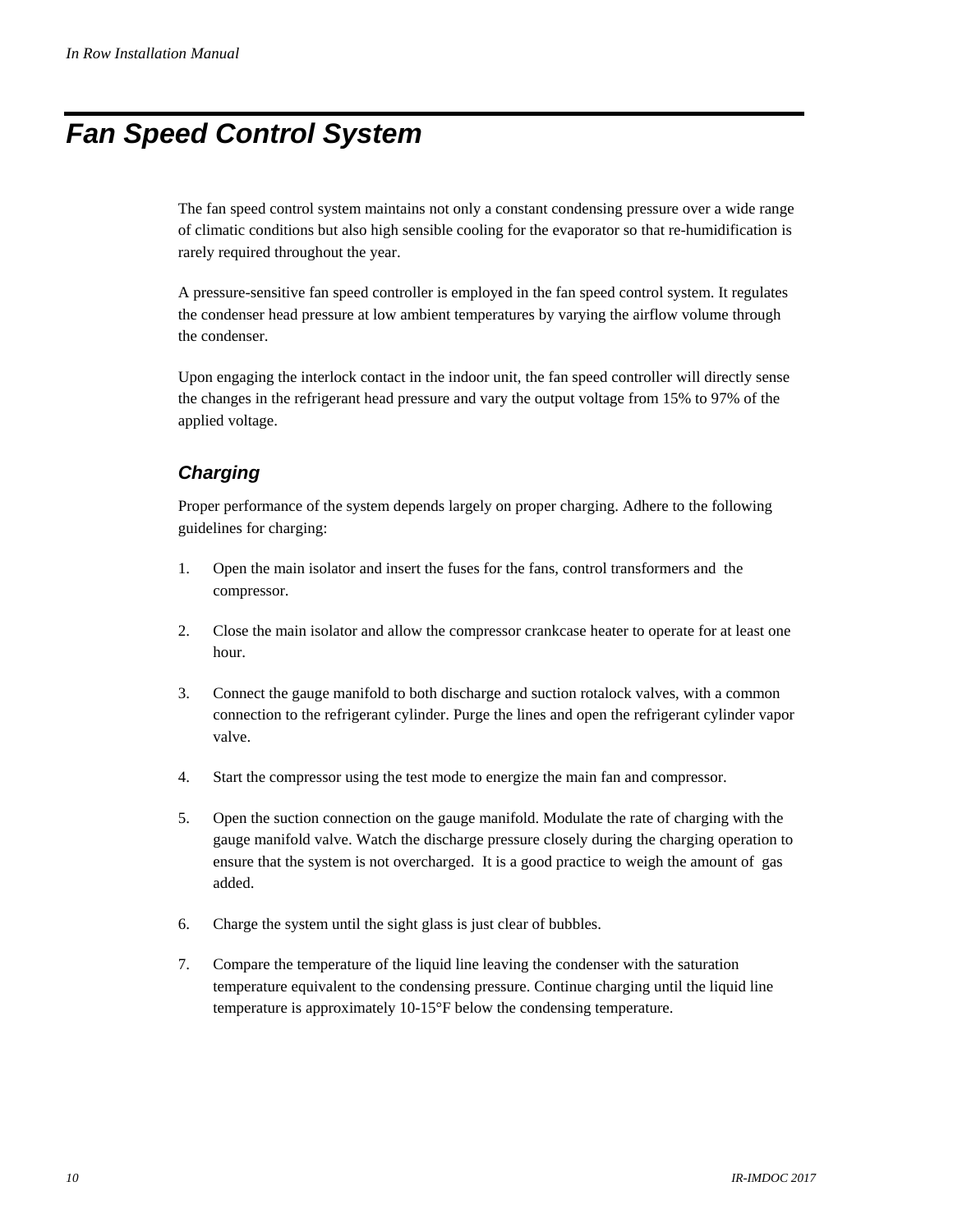# Fan Speed Control System

The fan speed control system maintains not only a constant condensing pressure over a wide range of climatic conditions but also high sensible cooling for the evaporator so that re-humidification is rarely required throughout the year.

A pressure-sensitive fan speed controller is employed in the fan speed control system. It regulates the condenser head pressure at low ambient temperatures by varying the airflow volume through the condenser.

Upon engaging the interlock contact in the indoor unit, the fan speed controller will directly sense the changes in the refrigerant head pressure and vary the output voltage from 15% to 97% of the applied voltage.

## Charging

Proper performance of the system depends largely on proper charging. Adhere to the following guidelines for charging:

1. Open the main isolator and insert the fuses for the fans, control transformers and the compressor.

2. Close the main isolator and allow the compressor crankcase heater to operate for at least one hour.

3. Connect the gauge manifold to both discharge and suction rotalock valves, with a common connection to the refrigerant cylinder. Purge the lines and open the refrigerant cylinder vapor valve.

4. Start the compressor using the test mode to energize the main fan and compressor.

5. Open the suction connection on the gauge manifold. Modulate the rate of charging with the gauge manifold valve. Watch the discharge pressure closely during the charging operation to ensure that the system is not overcharged. It is a good practice to weigh the amount of gas added.

6. Charge the system until the sight glass is just clear of bubbles.

7. Compare the temperature of the liquid line leaving the condenser with the saturation temperature equivalent to the condensing pressure. Continue charging until the liquid line temperature is approximately 10-15°F below the condensing temperature.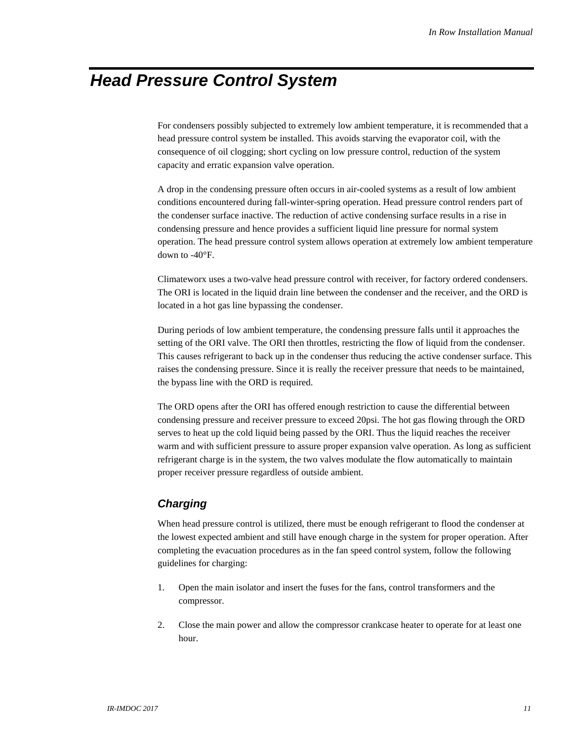# Head Pressure Control System

For condensers possibly subjected to extremely low ambient temperature, it is recommended that a head pressure control system be installed. This avoids starving the evaporator coil, with the consequence of oil clogging; short cycling on low pressure control, reduction of the system capacity and erratic expansion valve operation.

A drop in the condensing pressure often occurs in air-cooled systems as a result of low ambient conditions encountered during fall-winter-spring operation. Head pressure control renders part of the condenser surface inactive. The reduction of active condensing surface results in a rise in condensing pressure and hence provides a sufficient liquid line pressure for normal system operation. The head pressure control system allows operation at extremely low ambient temperature down to -40°F.

Climateworx uses a two-valve head pressure control with receiver, for factory ordered condensers. The ORI is located in the liquid drain line between the condenser and the receiver, and the ORD is located in a hot gas line bypassing the condenser.

During periods of low ambient temperature, the condensing pressure falls until it approaches the setting of the ORI valve. The ORI then throttles, restricting the flow of liquid from the condenser. This causes refrigerant to back up in the condenser thus reducing the active condenser surface. This raises the condensing pressure. Since it is really the receiver pressure that needs to be maintained, the bypass line with the ORD is required.

The ORD opens after the ORI has offered enough restriction to cause the differential between condensing pressure and receiver pressure to exceed 20psi. The hot gas flowing through the ORD serves to heat up the cold liquid being passed by the ORI. Thus the liquid reaches the receiver warm and with sufficient pressure to assure proper expansion valve operation. As long as sufficient refrigerant charge is in the system, the two valves modulate the flow automatically to maintain proper receiver pressure regardless of outside ambient.

## Charging

When head pressure control is utilized, there must be enough refrigerant to flood the condenser at the lowest expected ambient and still have enough charge in the system for proper operation. After completing the evacuation procedures as in the fan speed control system, follow the following guidelines for charging:

1. Open the main isolator and insert the fuses for the fans, control transformers and the compressor.
2. Close the main power and allow the compressor crankcase heater to operate for at least one hour.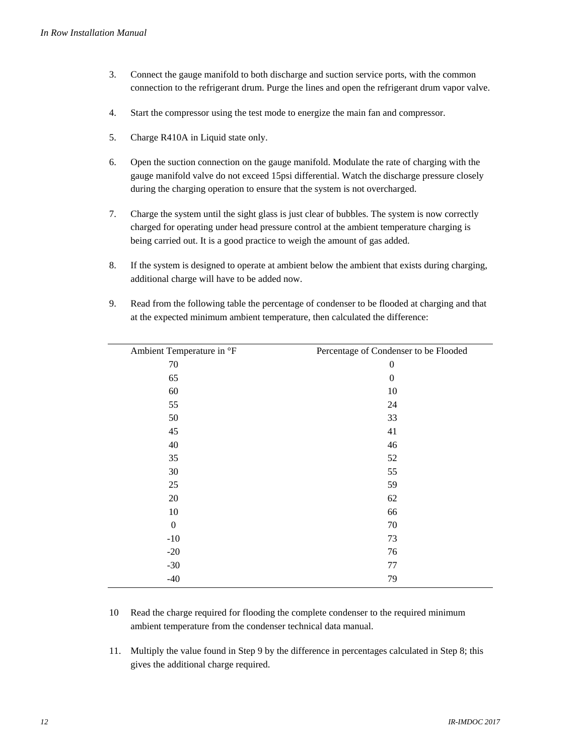3. Connect the gauge manifold to both discharge and suction service ports, with the common connection to the refrigerant drum. Purge the lines and open the refrigerant drum vapor valve.

4. Start the compressor using the test mode to energize the main fan and compressor.

5. Charge R410A in Liquid state only.

6. Open the suction connection on the gauge manifold. Modulate the rate of charging with the gauge manifold valve do not exceed 15psi differential. Watch the discharge pressure closely during the charging operation to ensure that the system is not overcharged.

7. Charge the system until the sight glass is just clear of bubbles. The system is now correctly charged for operating under head pressure control at the ambient temperature charging is being carried out. It is a good practice to weigh the amount of gas added.

8. If the system is designed to operate at ambient below the ambient that exists during charging, additional charge will have to be added now.

9. Read from the following table the percentage of condenser to be flooded at charging and that at the expected minimum ambient temperature, then calculated the difference:

| Ambient Temperature in °F | Percentage of Condenser to be Flooded |
|---|---|
| 70 | 0 |
| 65 | 0 |
| 60 | 10 |
| 55 | 24 |
| 50 | 33 |
| 45 | 41 |
| 40 | 46 |
| 35 | 52 |
| 30 | 55 |
| 25 | 59 |
| 20 | 62 |
| 10 | 66 |
| 0 | 70 |
| -10 | 73 |
| -20 | 76 |
| -30 | 77 |
| -40 | 79 |

10 Read the charge required for flooding the complete condenser to the required minimum ambient temperature from the condenser technical data manual.

11. Multiply the value found in Step 9 by the difference in percentages calculated in Step 8; this gives the additional charge required.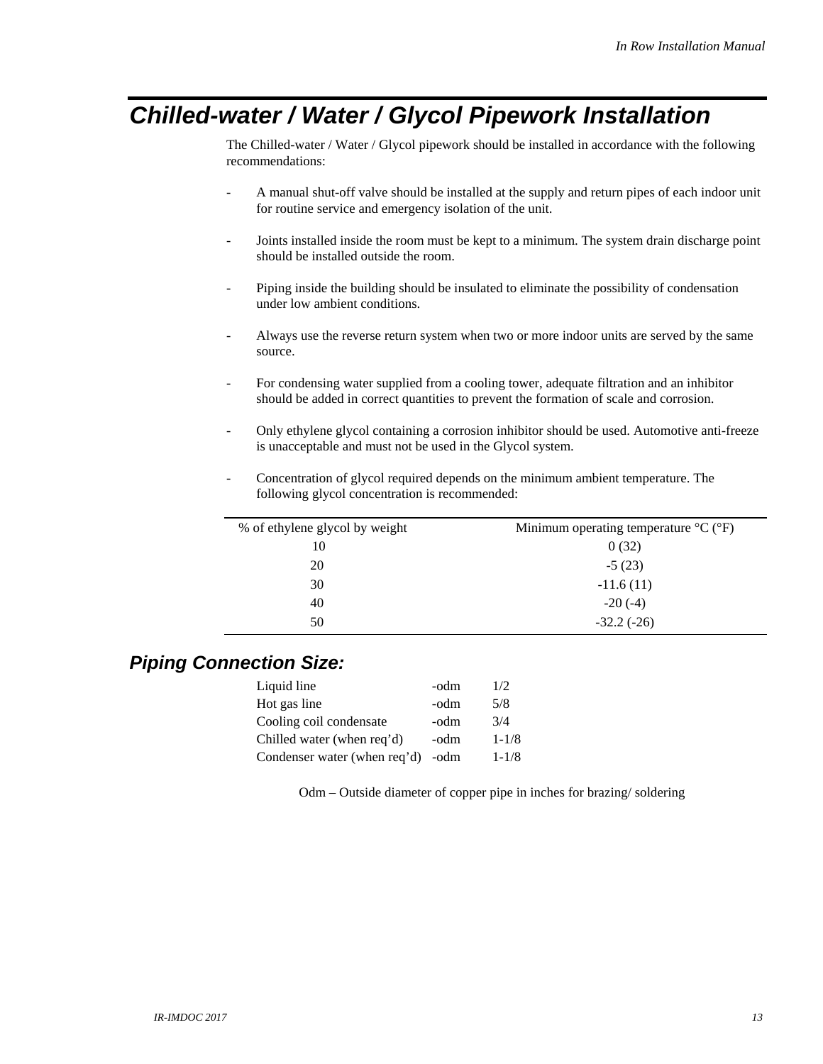# Chilled-water / Water / Glycol Pipework Installation

The Chilled-water / Water / Glycol pipework should be installed in accordance with the following recommendations:

- A manual shut-off valve should be installed at the supply and return pipes of each indoor unit for routine service and emergency isolation of the unit.
- Joints installed inside the room must be kept to a minimum. The system drain discharge point should be installed outside the room.
- Piping inside the building should be insulated to eliminate the possibility of condensation under low ambient conditions.
- Always use the reverse return system when two or more indoor units are served by the same source.
- For condensing water supplied from a cooling tower, adequate filtration and an inhibitor should be added in correct quantities to prevent the formation of scale and corrosion.
- Only ethylene glycol containing a corrosion inhibitor should be used. Automotive anti-freeze is unacceptable and must not be used in the Glycol system.
- Concentration of glycol required depends on the minimum ambient temperature. The following glycol concentration is recommended:

| % of ethylene glycol by weight | Minimum operating temperature °C (°F) |
|---|---|
| 10 | 0 (32) |
| 20 | -5 (23) |
| 30 | -11.6 (11) |
| 40 | -20 (-4) |
| 50 | -32.2 (-26) |

## Piping Connection Size:

| | | |
|---|---|---|
| Liquid line | -odm | 1/2 |
| Hot gas line | -odm | 5/8 |
| Cooling coil condensate | -odm | 3/4 |
| Chilled water (when req'd) | -odm | 1-1/8 |
| Condenser water (when req'd) | -odm | 1-1/8 |

Odm – Outside diameter of copper pipe in inches for brazing/ soldering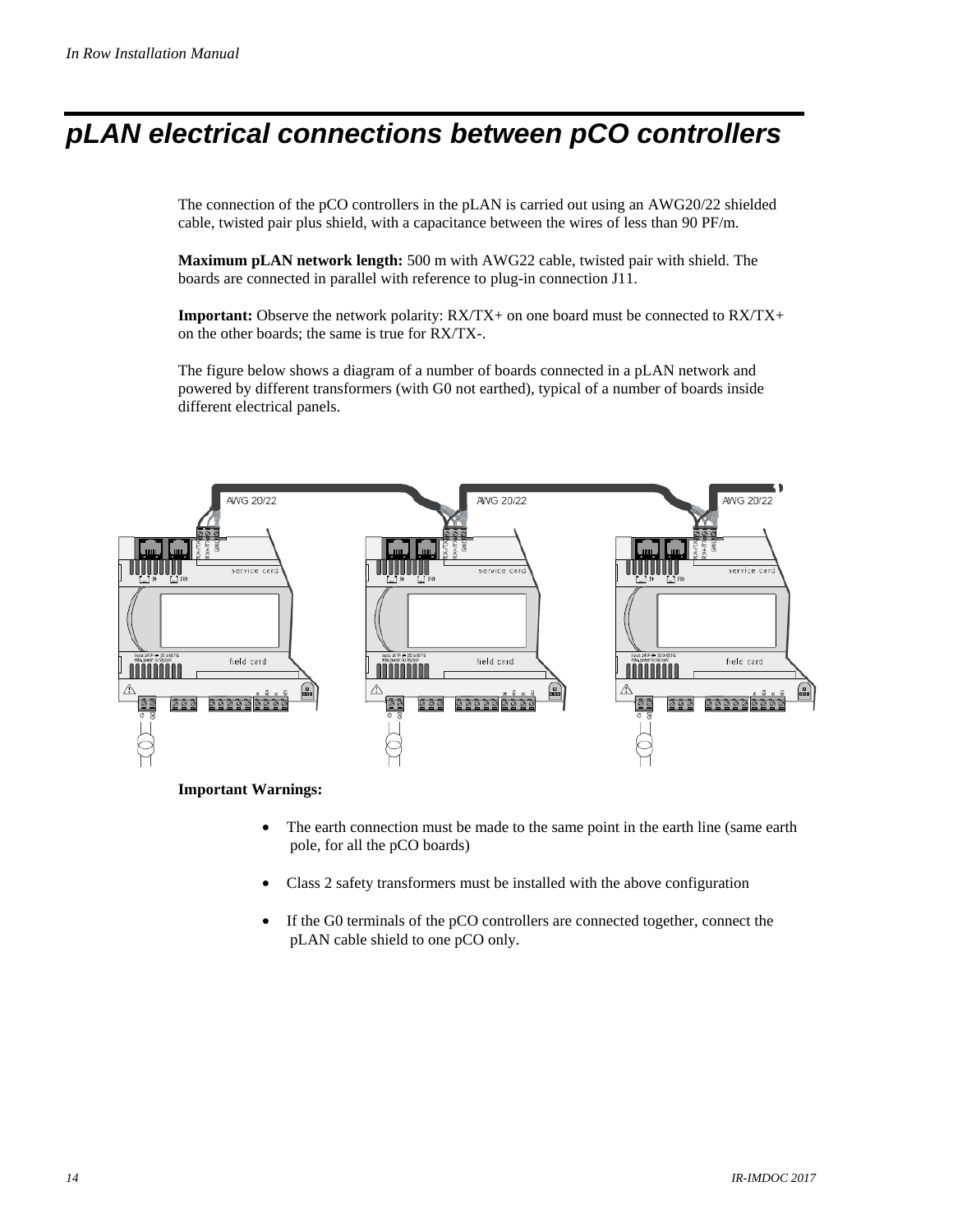# pLAN electrical connections between pCO controllers

The connection of the pCO controllers in the pLAN is carried out using an AWG20/22 shielded cable, twisted pair plus shield, with a capacitance between the wires of less than 90 PF/m.

**Maximum pLAN network length:** 500 m with AWG22 cable, twisted pair with shield. The boards are connected in parallel with reference to plug-in connection J11.

**Important:** Observe the network polarity: RX/TX+ on one board must be connected to RX/TX+ on the other boards; the same is true for RX/TX-.

The figure below shows a diagram of a number of boards connected in a pLAN network and powered by different transformers (with G0 not earthed), typical of a number of boards inside different electrical panels.

**Important Warnings:**

- The earth connection must be made to the same point in the earth line (same earth pole, for all the pCO boards)
- Class 2 safety transformers must be installed with the above configuration
- If the G0 terminals of the pCO controllers are connected together, connect the pLAN cable shield to one pCO only.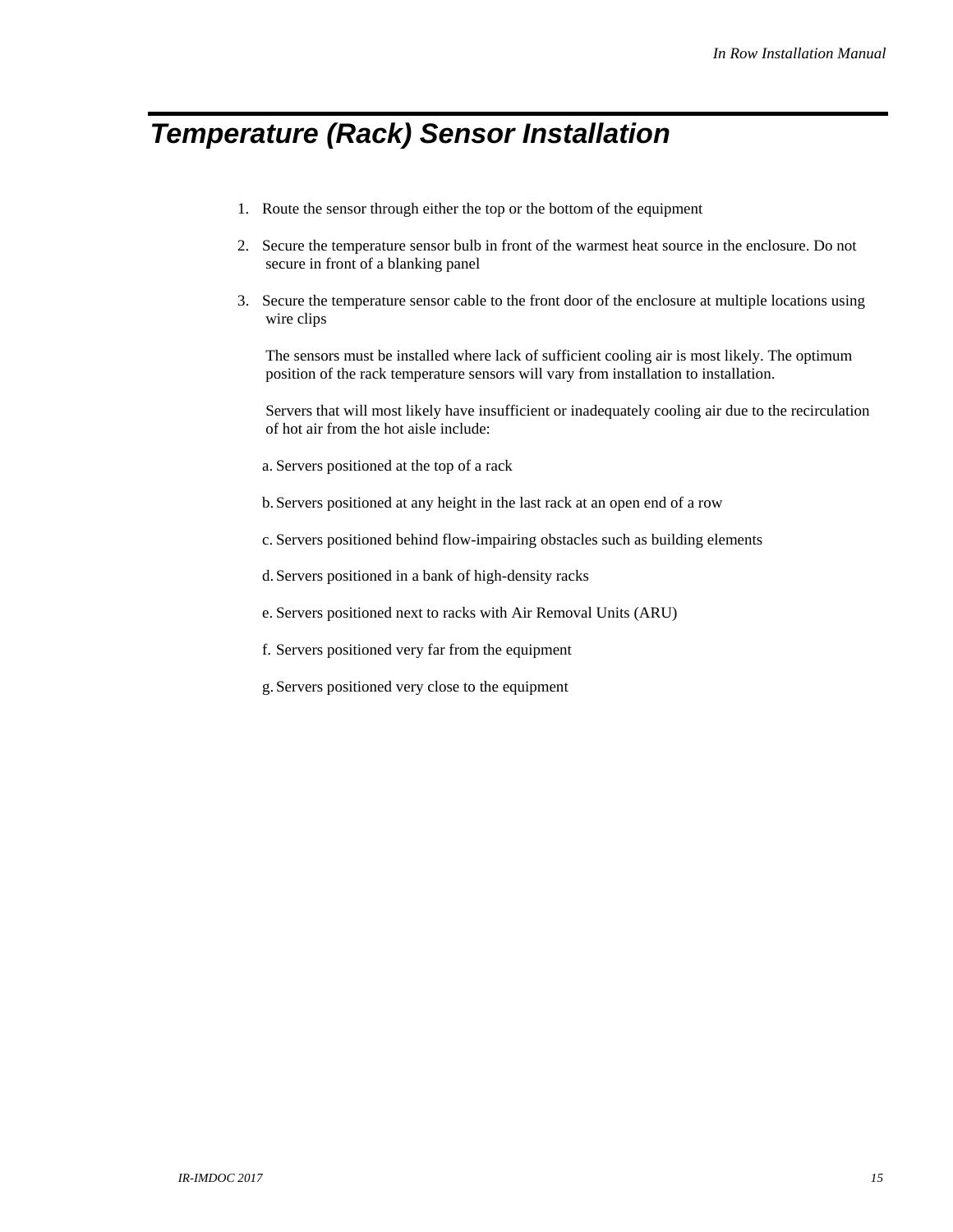# Temperature (Rack) Sensor Installation

1. Route the sensor through either the top or the bottom of the equipment

2. Secure the temperature sensor bulb in front of the warmest heat source in the enclosure. Do not secure in front of a blanking panel

3. Secure the temperature sensor cable to the front door of the enclosure at multiple locations using wire clips

   The sensors must be installed where lack of sufficient cooling air is most likely. The optimum position of the rack temperature sensors will vary from installation to installation.

   Servers that will most likely have insufficient or inadequately cooling air due to the recirculation of hot air from the hot aisle include:

   a. Servers positioned at the top of a rack

   b. Servers positioned at any height in the last rack at an open end of a row

   c. Servers positioned behind flow-impairing obstacles such as building elements

   d. Servers positioned in a bank of high-density racks

   e. Servers positioned next to racks with Air Removal Units (ARU)

   f. Servers positioned very far from the equipment

   g. Servers positioned very close to the equipment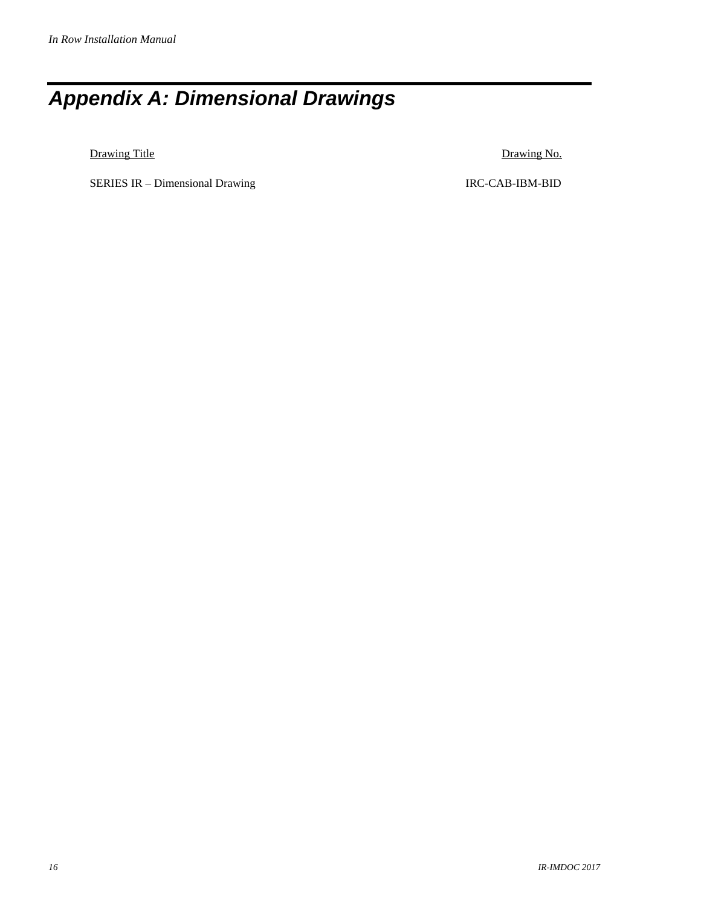# Appendix A: Dimensional Drawings

| Drawing Title | Drawing No. |
| --- | --- |
| SERIES IR – Dimensional Drawing | IRC-CAB-IBM-BID |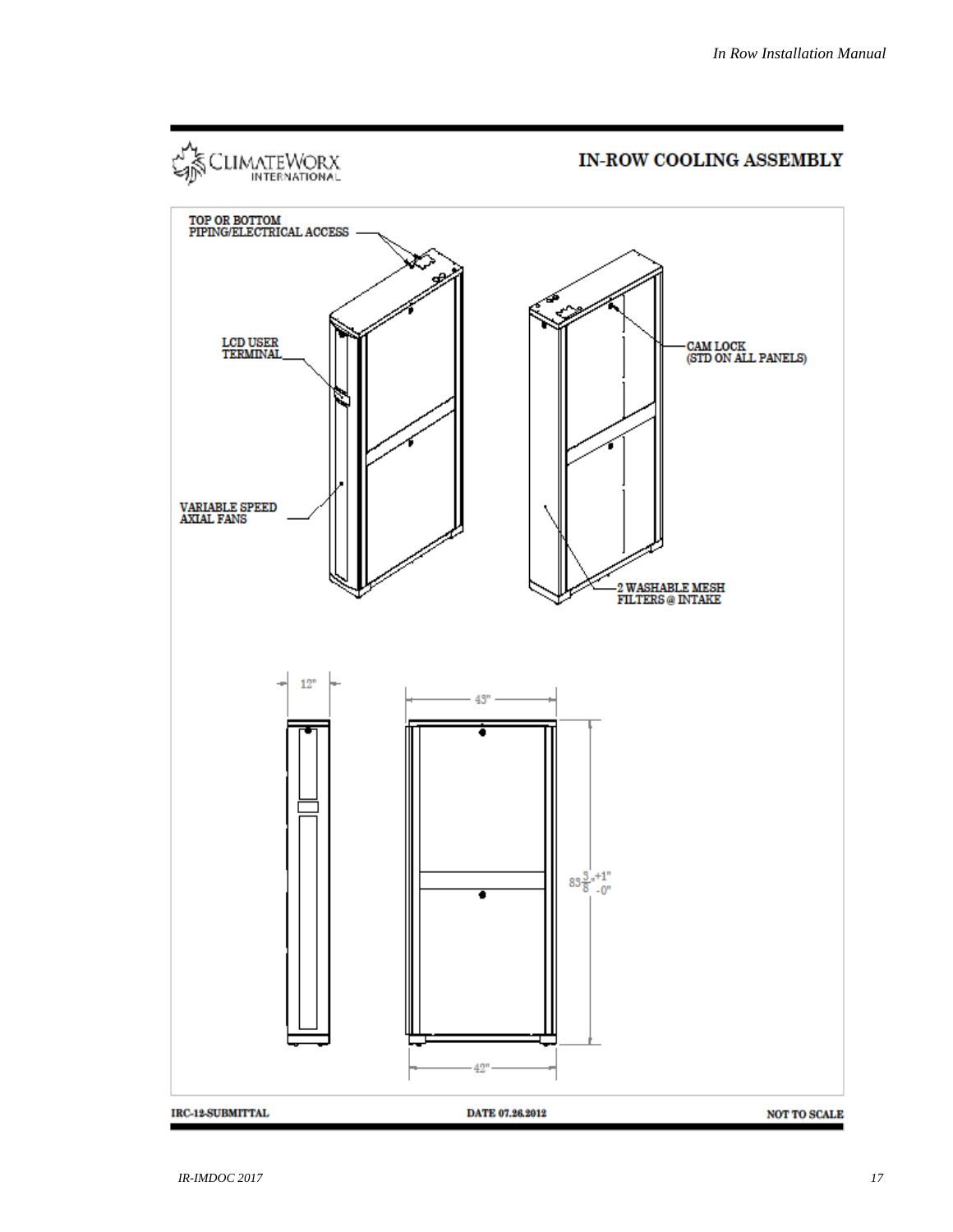CLIMATEWORX INTERNATIONAL

## IN-ROW COOLING ASSEMBLY

TOP OR BOTTOM PIPING/ELECTRICAL ACCESS

LCD USER TERMINAL

VARIABLE SPEED AXIAL FANS

CAM LOCK (STD ON ALL PANELS)

2 WASHABLE MESH FILTERS @ INTAKE

12"

43"

$83\frac{3}{8}$" +1" -0"

42"

IRC-12-SUBMITTAL

DATE 07.26.2012

NOT TO SCALE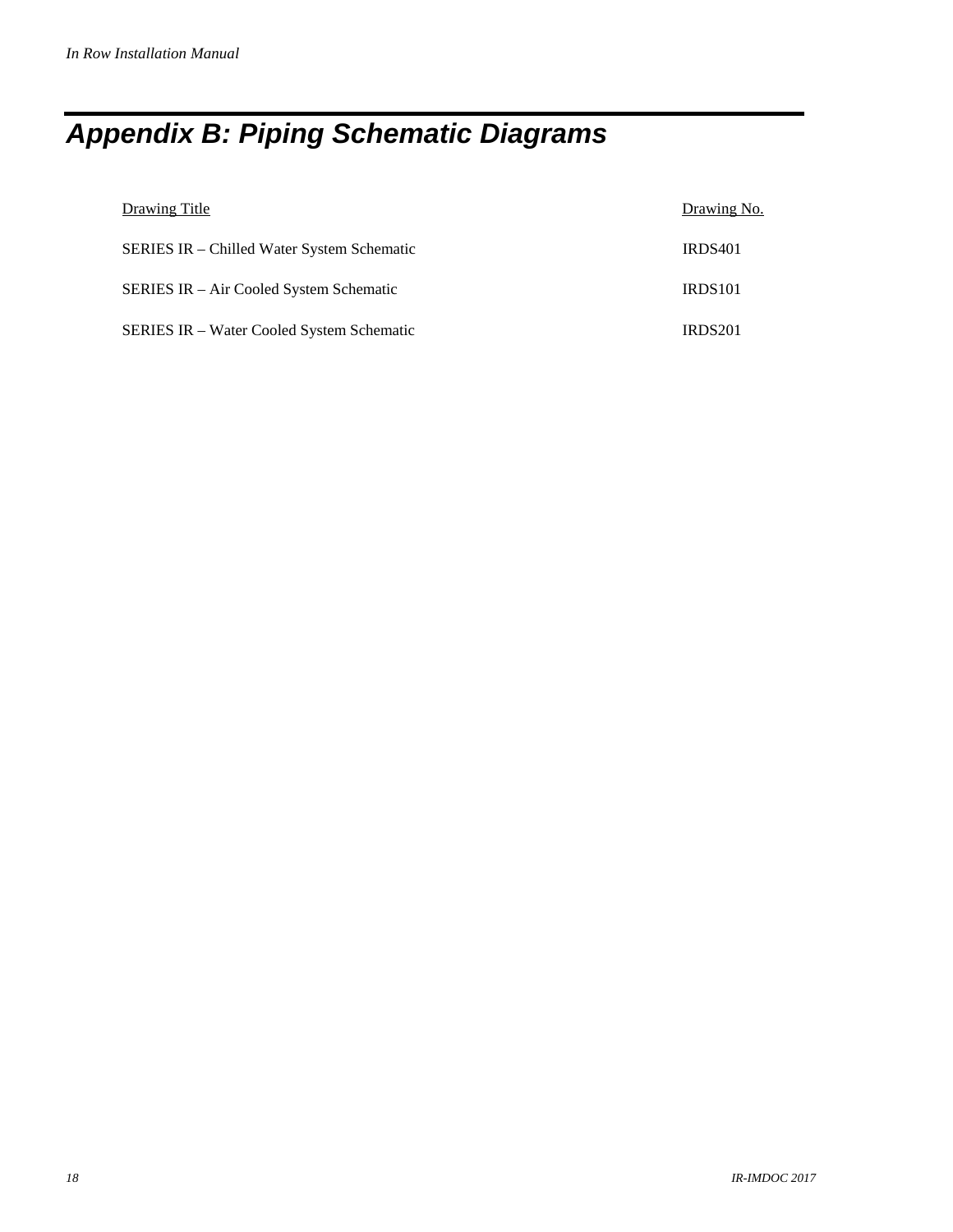# *Appendix B: Piping Schematic Diagrams*

| Drawing Title | Drawing No. |
| --- | --- |
| SERIES IR – Chilled Water System Schematic | IRDS401 |
| SERIES IR – Air Cooled System Schematic | IRDS101 |
| SERIES IR – Water Cooled System Schematic | IRDS201 |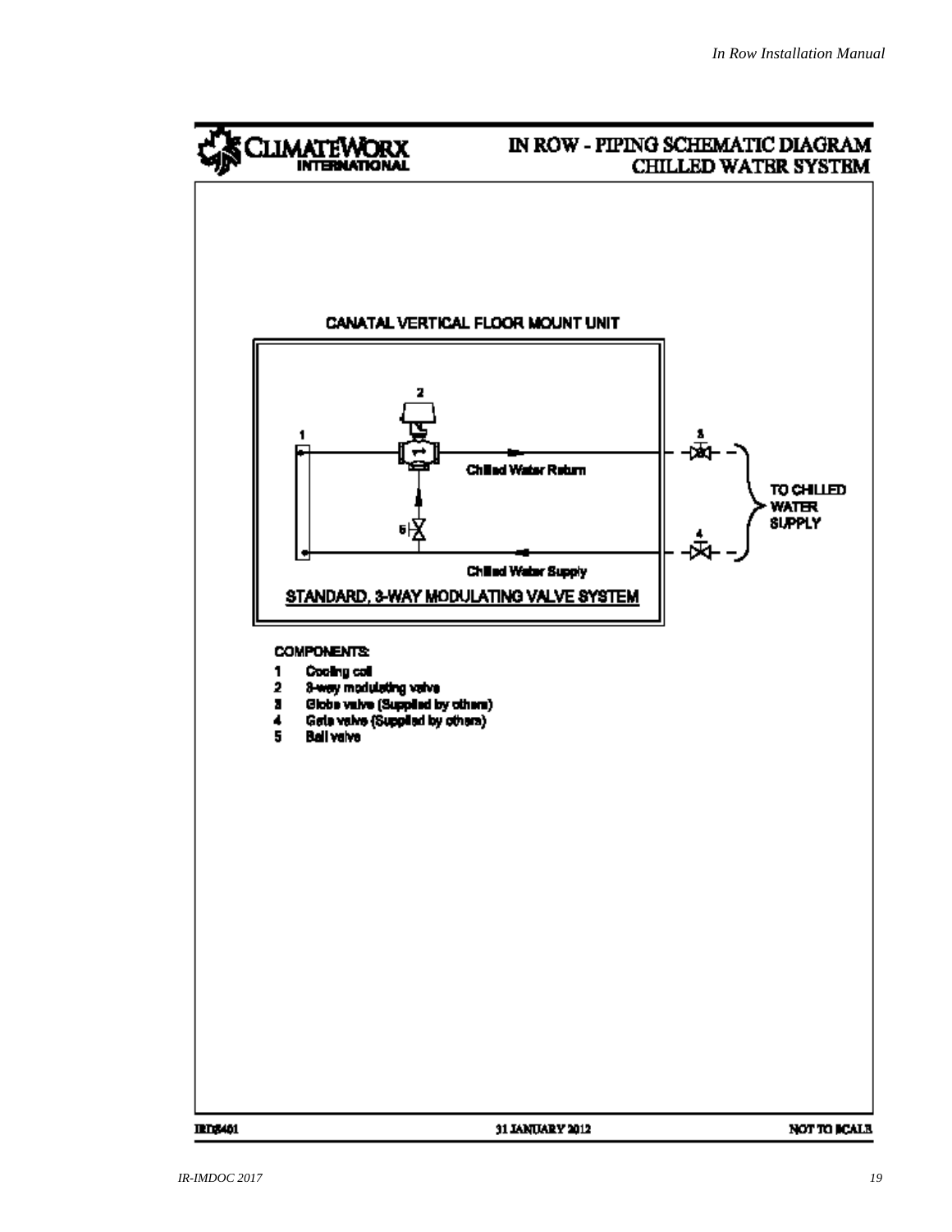# IN ROW - PIPING SCHEMATIC DIAGRAM CHILLED WATER SYSTEM

CLIMATEWORX INTERNATIONAL

CANATAL VERTICAL FLOOR MOUNT UNIT

1

2

Chilled Water Return

5

Chilled Water Supply

3

4

TO CHILLED WATER SUPPLY

STANDARD, 3-WAY MODULATING VALVE SYSTEM

COMPONENTS:

1. Cooling coil
2. 3-way modulating valve
3. Globe valve (Supplied by others)
4. Gate valve (Supplied by others)
5. Ball valve

IRD5401 | 31 JANUARY 2012 | NOT TO SCALE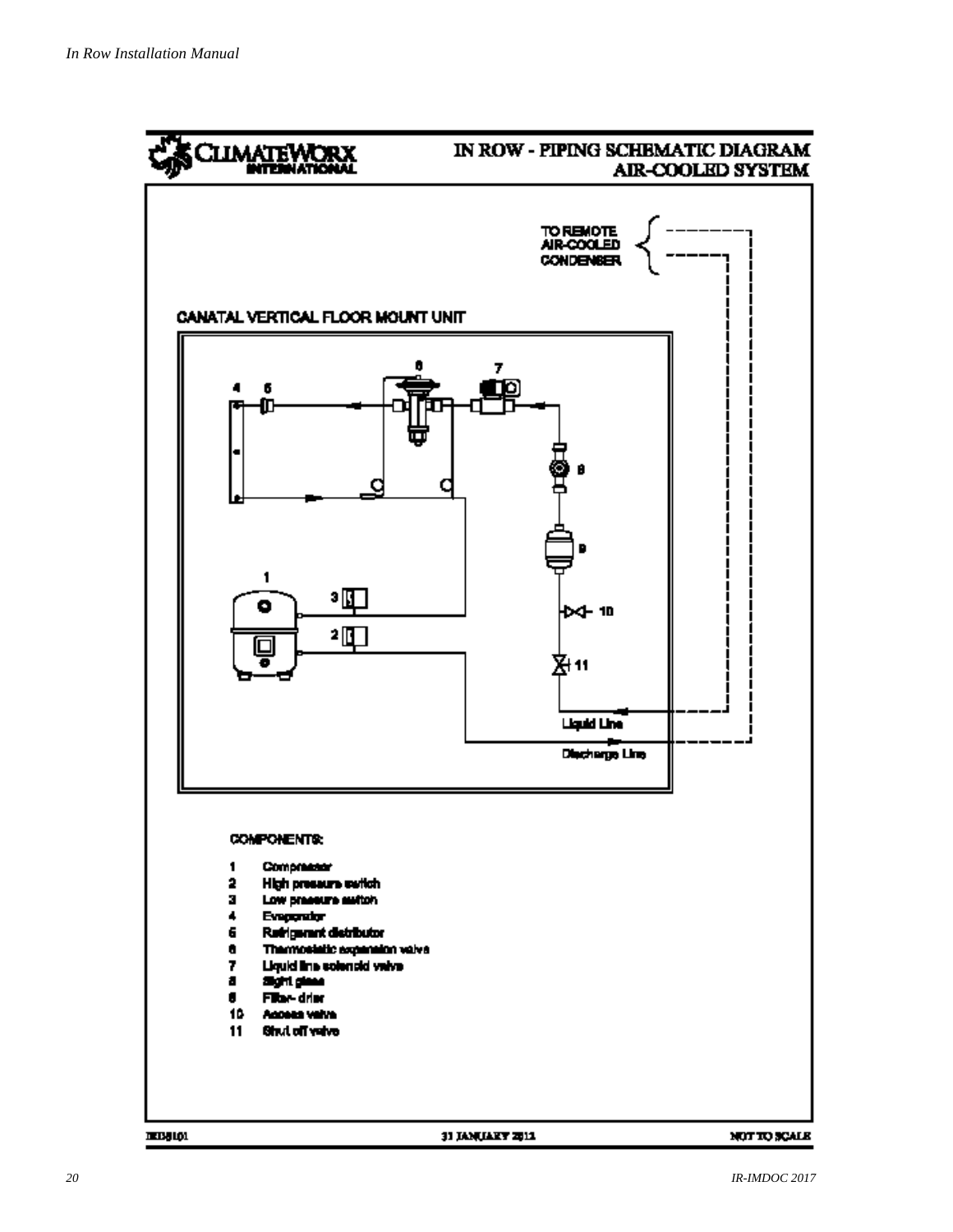**CLIMATEWORX INTERNATIONAL**

## IN ROW - PIPING SCHEMATIC DIAGRAM AIR-COOLED SYSTEM

TO REMOTE AIR-COOLED CONDENSER

CANATAL VERTICAL FLOOR MOUNT UNIT

Liquid Line

Discharge Line

**COMPONENTS:**

1. Compressor
2. High pressure switch
3. Low pressure switch
4. Evaporator
5. Refrigerant distributor
6. Thermostatic expansion valve
7. Liquid line solenoid valve
8. Sight glass
9. Filter- drier
10. Access valve
11. Shut off valve

IRD3101 | 31 JANUARY 2012 | NOT TO SCALE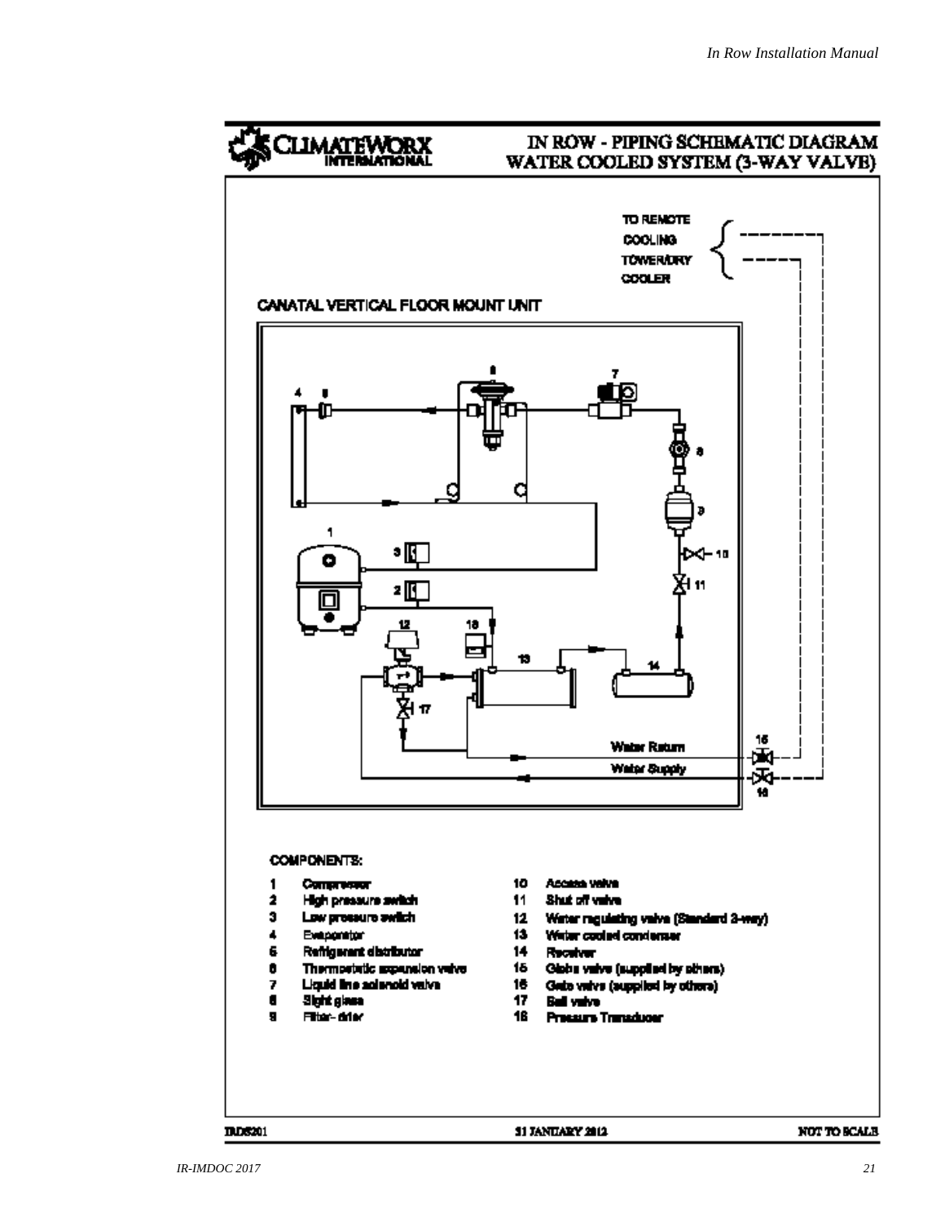# CLIMATEWORX INTERNATIONAL

## IN ROW - PIPING SCHEMATIC DIAGRAM WATER COOLED SYSTEM (3-WAY VALVE)

TO REMOTE COOLING TOWER/DRY COOLER

CANATAL VERTICAL FLOOR MOUNT UNIT

Water Return

Water Supply

**COMPONENTS:**

1. Compressor
2. High pressure switch
3. Low pressure switch
4. Evaporator
5. Refrigerant distributor
6. Thermostatic expansion valve
7. Liquid line solenoid valve
8. Sight glass
9. Filter- drier
10. Access valve
11. Shut off valve
12. Water regulating valve (Standard 3-way)
13. Water cooled condenser
14. Receiver
15. Globe valve (supplied by others)
16. Gate valve (supplied by others)
17. Ball valve
18. Pressure Transducer

IRDS201 31 JANUARY 2012 NOT TO SCALE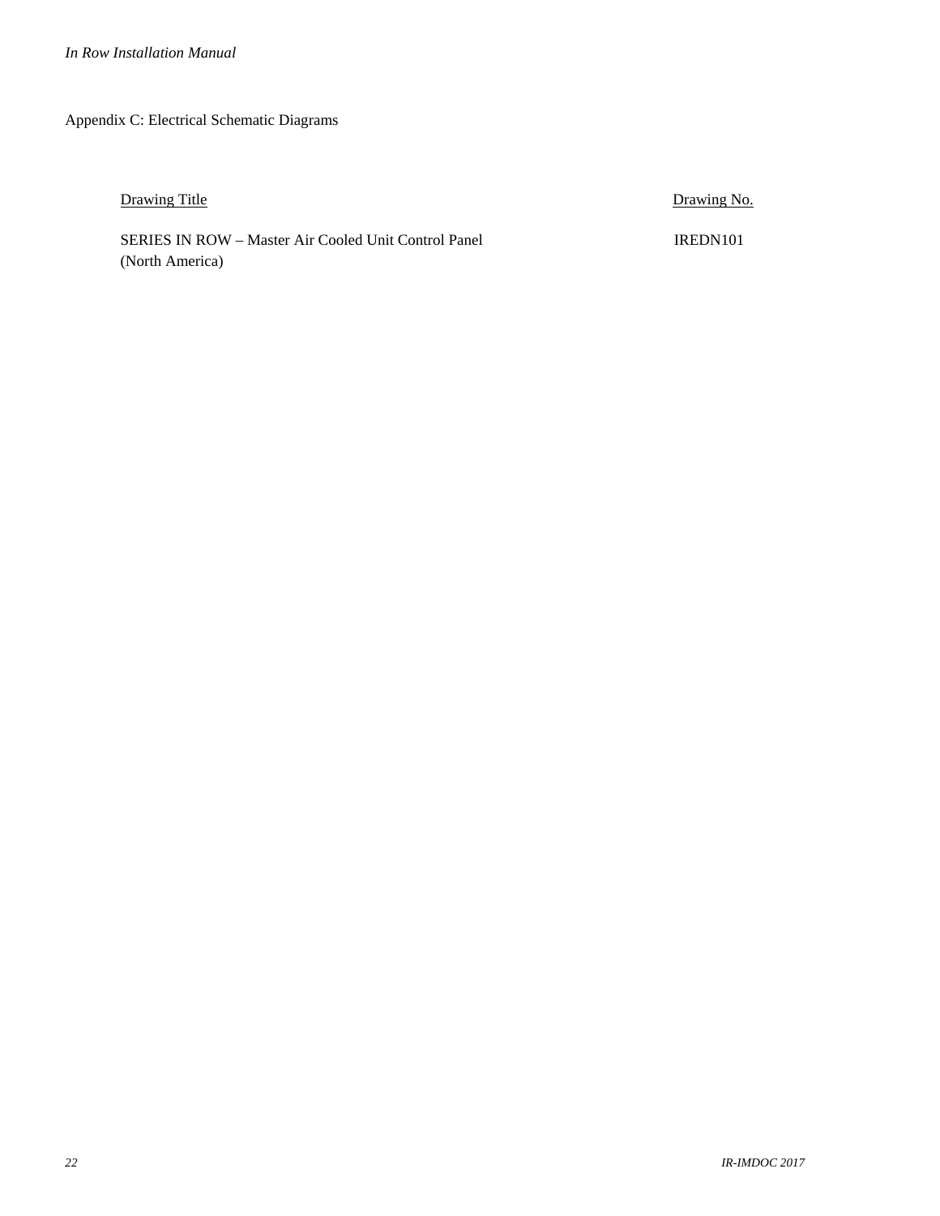## Appendix C: Electrical Schematic Diagrams

| Drawing Title | Drawing No. |
| --- | --- |
| SERIES IN ROW – Master Air Cooled Unit Control Panel (North America) | IREDN101 |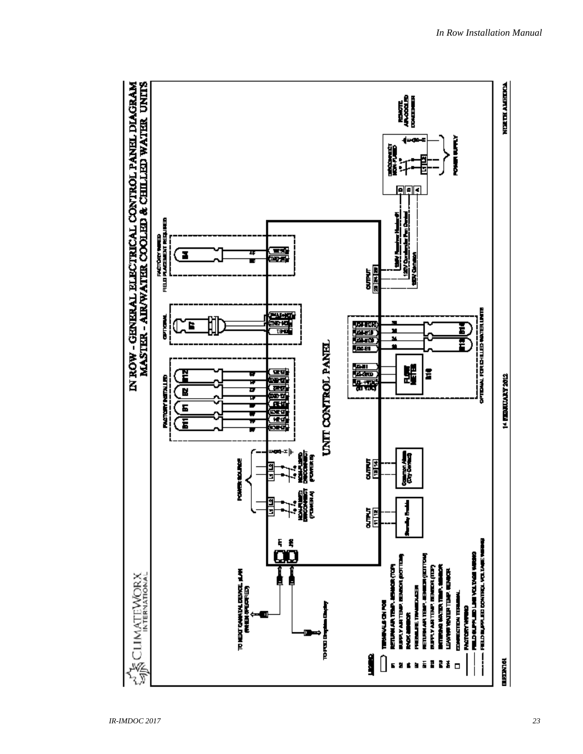# IN ROW - GENERAL ELECTRICAL CONTROL PANEL DIAGRAM
## MASTER - AIR/WATER COOLED & CHILLED WATER UNITS

CLIMATEWORX INTERNATIONAL

TO NEXT CANATAL DEVICE pLAN (WHEN SPECIFIED)

TO POD Graphics Display

J11

J10

OUTPUT 11 12

Standby Enable

OUTPUT 13 14

Common Alarm (Dry Contact)

POWER SOURCE

L1 L2

NON-FUSED DISCONNECT (POWER A)

L1 L2

NON-FUSED DISCONNECT (POWER B)

UNIT CONTROL PANEL

FACTORY INSTALLED

B11 B1 B2 B12

OPTIONAL

B7

FACTORY WIRED FIELD PLACEMENT REQUIRED

B4

OUTPUT 23 24 25

12V Receiver Heater #1

12V Condenser Fan Control

12V Operation

DISCONNECT NON-FUSED

L1 L2

POWER SUPPLY

REMOTE AIR-COOLED CONDENSER

FLOW METER

B10

B13 B14

OPTIONAL FOR CHILLED WATER UNITS

**LEGEND**

- TERMINALS ON PCB
- B1 RETURN AIR TEMP. SENSOR (TOP)
- B2 SUPPLY AIR TEMP. SENSOR (BOTTOM)
- B4 RACK SENSOR
- B7 PRESSURE TRANSDUCER
- B11 RETURN AIR TEMP. SENSOR (BOTTOM)
- B12 SUPPLY AIR TEMP. SENSOR (TOP)
- B13 ENTERING WATER TEMP. SENSOR
- B14 LEAVING WATER TEMP. SENSOR
- CONNECTION TERMINAL
- FACTORY WIRING
- FIELD SUPPLIED LINE VOLTAGE WIRING
- FIELD SUPPLIED CONTROL VOLTAGE WIRING

IRD00164

14 FEBRUARY 2012

NORTH AMERICA